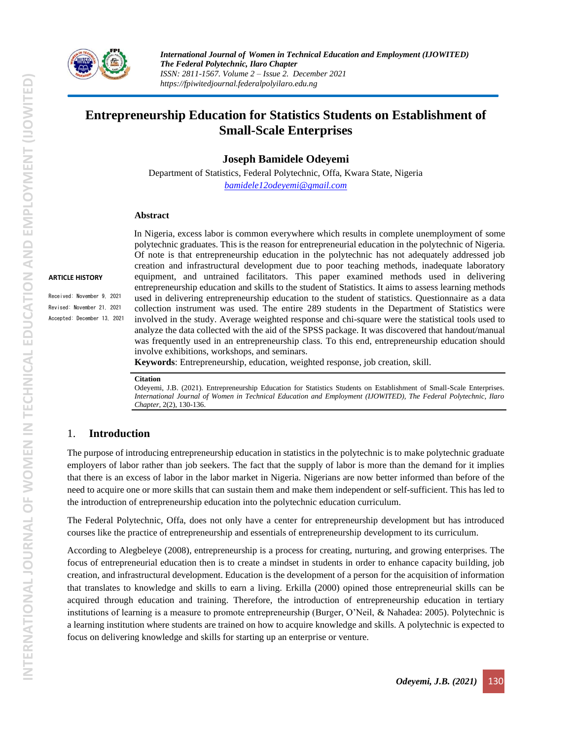# Entrepreneurship Education for Statistics Students on Establishment of Small-Scale Enterprises

**Joseph Bamidele Odeyemi**

Department of Statistics, Federal Polytechnic, Offa, Kwara State, Nigeria

bamidele12odeyemi@gmail.com

**ARTICLE HISTORY**

Received: November 9, 2021
Revised: November 21, 2021
Accepted: December 13, 2021

### Abstract

In Nigeria, excess labor is common everywhere which results in complete unemployment of some polytechnic graduates. This is the reason for entrepreneurial education in the polytechnic of Nigeria. Of note is that entrepreneurship education in the polytechnic has not adequately addressed job creation and infrastructural development due to poor teaching methods, inadequate laboratory equipment, and untrained facilitators. This paper examined methods used in delivering entrepreneurship education and skills to the student of Statistics. It aims to assess learning methods used in delivering entrepreneurship education to the student of statistics. Questionnaire as a data collection instrument was used. The entire 289 students in the Department of Statistics were involved in the study. Average weighted response and chi-square were the statistical tools used to analyze the data collected with the aid of the SPSS package. It was discovered that handout/manual was frequently used in an entrepreneurship class. To this end, entrepreneurship education should involve exhibitions, workshops, and seminars.

**Keywords**: Entrepreneurship, education, weighted response, job creation, skill.

**Citation**

Odeyemi, J.B. (2021). Entrepreneurship Education for Statistics Students on Establishment of Small-Scale Enterprises. *International Journal of Women in Technical Education and Employment (IJOWITED), The Federal Polytechnic, Ilaro Chapter*, 2(2), 130-136.

## 1. Introduction

The purpose of introducing entrepreneurship education in statistics in the polytechnic is to make polytechnic graduate employers of labor rather than job seekers. The fact that the supply of labor is more than the demand for it implies that there is an excess of labor in the labor market in Nigeria. Nigerians are now better informed than before of the need to acquire one or more skills that can sustain them and make them independent or self-sufficient. This has led to the introduction of entrepreneurship education into the polytechnic education curriculum.

The Federal Polytechnic, Offa, does not only have a center for entrepreneurship development but has introduced courses like the practice of entrepreneurship and essentials of entrepreneurship development to its curriculum.

According to Alegbeleye (2008), entrepreneurship is a process for creating, nurturing, and growing enterprises. The focus of entrepreneurial education then is to create a mindset in students in order to enhance capacity building, job creation, and infrastructural development. Education is the development of a person for the acquisition of information that translates to knowledge and skills to earn a living. Erkilla (2000) opined those entrepreneurial skills can be acquired through education and training. Therefore, the introduction of entrepreneurship education in tertiary institutions of learning is a measure to promote entrepreneurship (Burger, O'Neil, & Nahadea: 2005). Polytechnic is a learning institution where students are trained on how to acquire knowledge and skills. A polytechnic is expected to focus on delivering knowledge and skills for starting up an enterprise or venture.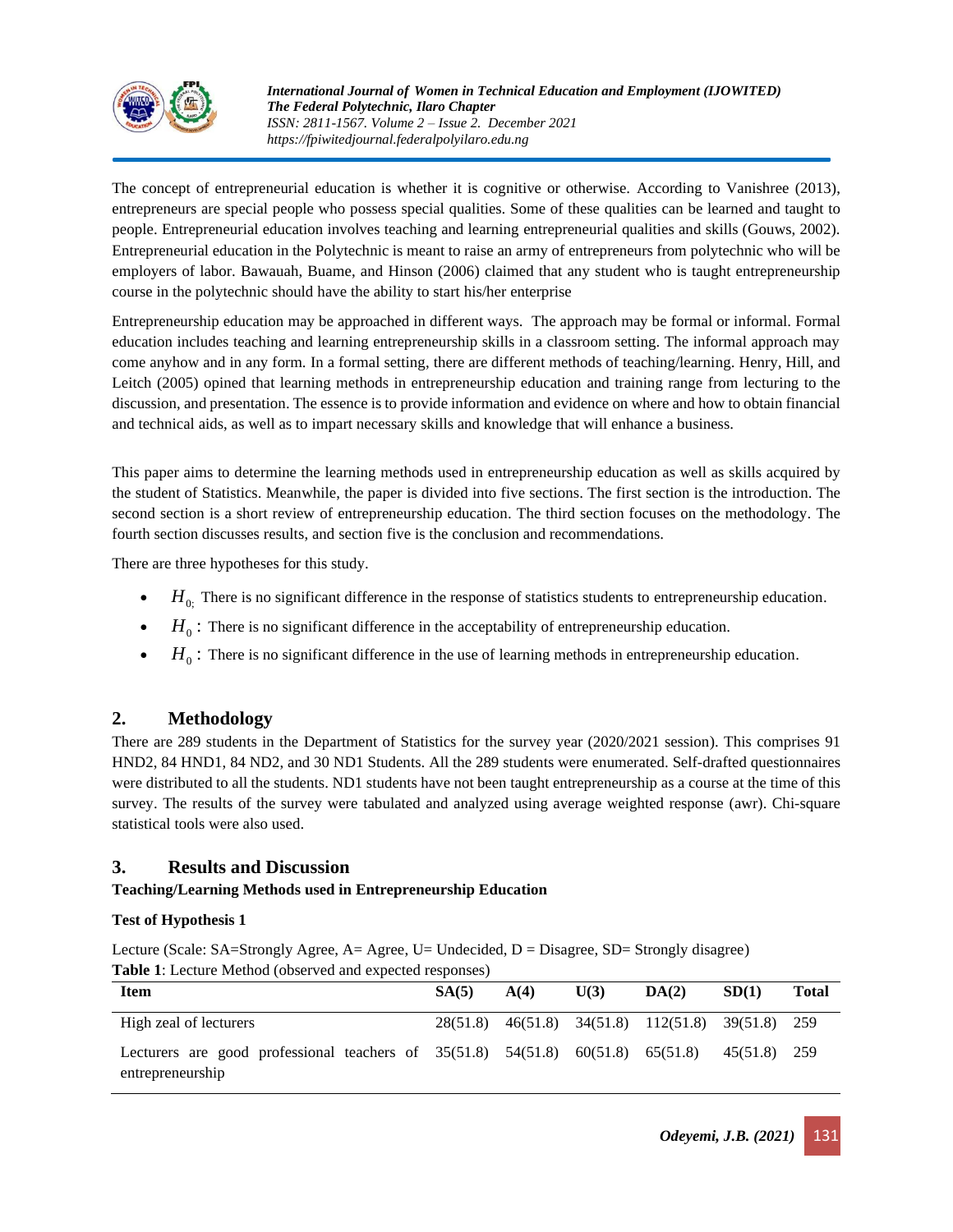The concept of entrepreneurial education is whether it is cognitive or otherwise. According to Vanishree (2013), entrepreneurs are special people who possess special qualities. Some of these qualities can be learned and taught to people. Entrepreneurial education involves teaching and learning entrepreneurial qualities and skills (Gouws, 2002). Entrepreneurial education in the Polytechnic is meant to raise an army of entrepreneurs from polytechnic who will be employers of labor. Bawauah, Buame, and Hinson (2006) claimed that any student who is taught entrepreneurship course in the polytechnic should have the ability to start his/her enterprise

Entrepreneurship education may be approached in different ways. The approach may be formal or informal. Formal education includes teaching and learning entrepreneurship skills in a classroom setting. The informal approach may come anyhow and in any form. In a formal setting, there are different methods of teaching/learning. Henry, Hill, and Leitch (2005) opined that learning methods in entrepreneurship education and training range from lecturing to the discussion, and presentation. The essence is to provide information and evidence on where and how to obtain financial and technical aids, as well as to impart necessary skills and knowledge that will enhance a business.

This paper aims to determine the learning methods used in entrepreneurship education as well as skills acquired by the student of Statistics. Meanwhile, the paper is divided into five sections. The first section is the introduction. The second section is a short review of entrepreneurship education. The third section focuses on the methodology. The fourth section discusses results, and section five is the conclusion and recommendations.

There are three hypotheses for this study.

- $H_{0;}$ There is no significant difference in the response of statistics students to entrepreneurship education.
- $H_0$ : There is no significant difference in the acceptability of entrepreneurship education.
- $H_0$ : There is no significant difference in the use of learning methods in entrepreneurship education.

## 2. Methodology

There are 289 students in the Department of Statistics for the survey year (2020/2021 session). This comprises 91 HND2, 84 HND1, 84 ND2, and 30 ND1 Students. All the 289 students were enumerated. Self-drafted questionnaires were distributed to all the students. ND1 students have not been taught entrepreneurship as a course at the time of this survey. The results of the survey were tabulated and analyzed using average weighted response (awr). Chi-square statistical tools were also used.

## 3. Results and Discussion

**Teaching/Learning Methods used in Entrepreneurship Education**

**Test of Hypothesis 1**

Lecture (Scale: SA=Strongly Agree, A= Agree, U= Undecided, D = Disagree, SD= Strongly disagree)

**Table 1**: Lecture Method (observed and expected responses)

| Item | SA(5) | A(4) | U(3) | DA(2) | SD(1) | Total |
|---|---|---|---|---|---|---|
| High zeal of lecturers | 28(51.8) | 46(51.8) | 34(51.8) | 112(51.8) | 39(51.8) | 259 |
| Lecturers are good professional teachers of entrepreneurship | 35(51.8) | 54(51.8) | 60(51.8) | 65(51.8) | 45(51.8) | 259 |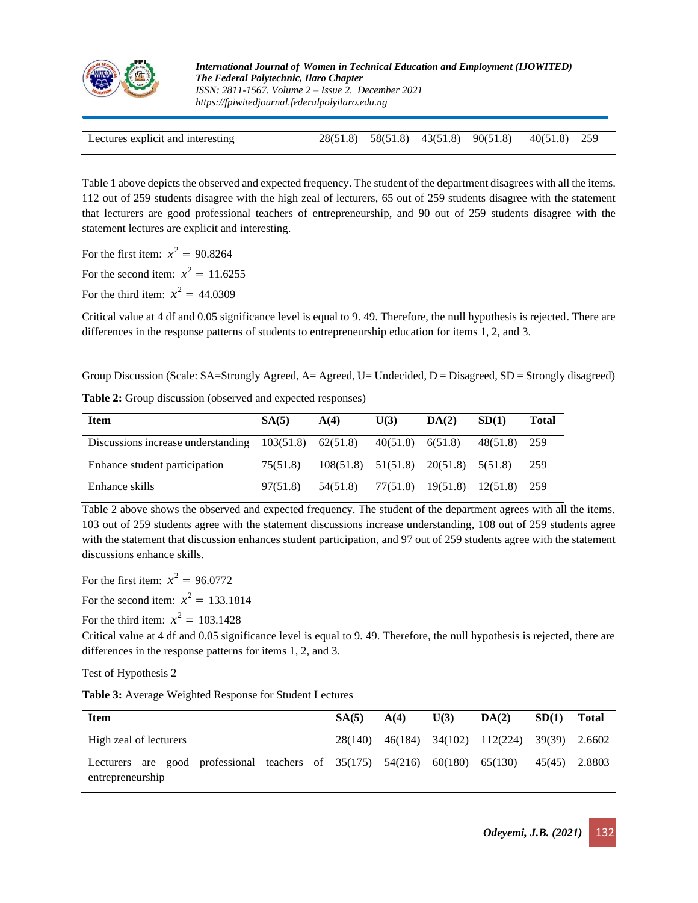| Lectures explicit and interesting | 28(51.8) | 58(51.8) | 43(51.8) | 90(51.8) | 40(51.8) | 259 |
|---|---|---|---|---|---|---|

Table 1 above depicts the observed and expected frequency. The student of the department disagrees with all the items. 112 out of 259 students disagree with the high zeal of lecturers, 65 out of 259 students disagree with the statement that lecturers are good professional teachers of entrepreneurship, and 90 out of 259 students disagree with the statement lectures are explicit and interesting.

For the first item: $x^2 = 90.8264$

For the second item: $x^2 = 11.6255$

For the third item: $x^2 = 44.0309$

Critical value at 4 df and 0.05 significance level is equal to 9. 49. Therefore, the null hypothesis is rejected. There are differences in the response patterns of students to entrepreneurship education for items 1, 2, and 3.

Group Discussion (Scale: SA=Strongly Agreed, A= Agreed, U= Undecided, D = Disagreed, SD = Strongly disagreed)

**Table 2:** Group discussion (observed and expected responses)

| Item | SA(5) | A(4) | U(3) | DA(2) | SD(1) | Total |
|---|---|---|---|---|---|---|
| Discussions increase understanding | 103(51.8) | 62(51.8) | 40(51.8) | 6(51.8) | 48(51.8) | 259 |
| Enhance student participation | 75(51.8) | 108(51.8) | 51(51.8) | 20(51.8) | 5(51.8) | 259 |
| Enhance skills | 97(51.8) | 54(51.8) | 77(51.8) | 19(51.8) | 12(51.8) | 259 |

Table 2 above shows the observed and expected frequency. The student of the department agrees with all the items. 103 out of 259 students agree with the statement discussions increase understanding, 108 out of 259 students agree with the statement that discussion enhances student participation, and 97 out of 259 students agree with the statement discussions enhance skills.

For the first item: $x^2 = 96.0772$

For the second item: $x^2 = 133.1814$

For the third item: $x^2 = 103.1428$

Critical value at 4 df and 0.05 significance level is equal to 9. 49. Therefore, the null hypothesis is rejected, there are differences in the response patterns for items 1, 2, and 3.

Test of Hypothesis 2

**Table 3:** Average Weighted Response for Student Lectures

| Item | SA(5) | A(4) | U(3) | DA(2) | SD(1) | Total |
|---|---|---|---|---|---|---|
| High zeal of lecturers | 28(140) | 46(184) | 34(102) | 112(224) | 39(39) | 2.6602 |
| Lecturers are good professional teachers of entrepreneurship | 35(175) | 54(216) | 60(180) | 65(130) | 45(45) | 2.8803 |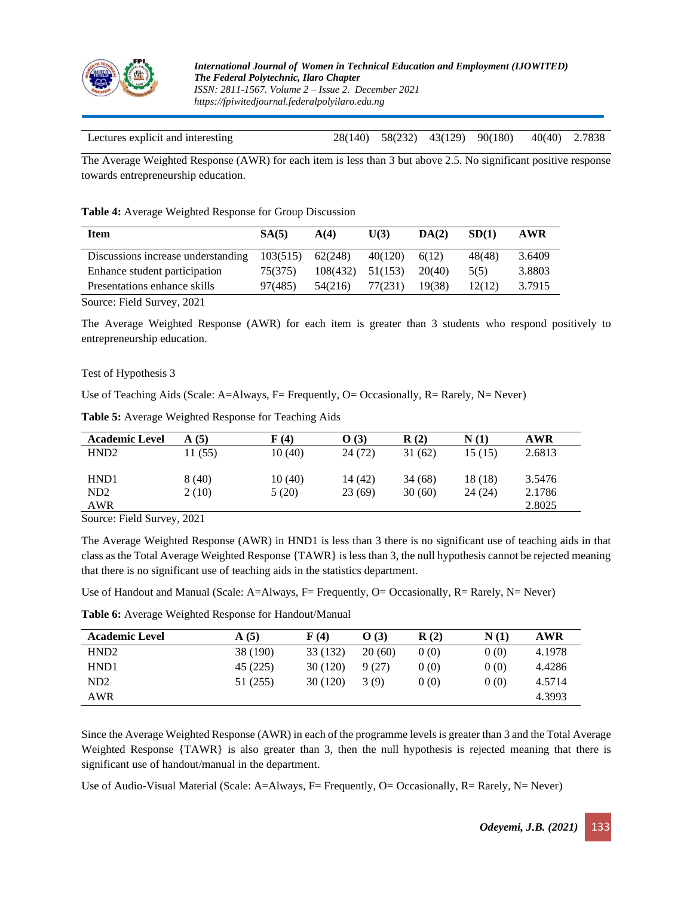| Lectures explicit and interesting | 28(140) | 58(232) | 43(129) | 90(180) | 40(40) | 2.7838 |
|---|---|---|---|---|---|---|

The Average Weighted Response (AWR) for each item is less than 3 but above 2.5. No significant positive response towards entrepreneurship education.

**Table 4:** Average Weighted Response for Group Discussion

| Item | SA(5) | A(4) | U(3) | DA(2) | SD(1) | AWR |
|---|---|---|---|---|---|---|
| Discussions increase understanding | 103(515) | 62(248) | 40(120) | 6(12) | 48(48) | 3.6409 |
| Enhance student participation | 75(375) | 108(432) | 51(153) | 20(40) | 5(5) | 3.8803 |
| Presentations enhance skills | 97(485) | 54(216) | 77(231) | 19(38) | 12(12) | 3.7915 |

Source: Field Survey, 2021

The Average Weighted Response (AWR) for each item is greater than 3 students who respond positively to entrepreneurship education.

Test of Hypothesis 3

Use of Teaching Aids (Scale: A=Always, F= Frequently, O= Occasionally, R= Rarely, N= Never)

**Table 5:** Average Weighted Response for Teaching Aids

| Academic Level | A (5) | F (4) | O (3) | R (2) | N (1) | AWR |
|---|---|---|---|---|---|---|
| HND2 | 11 (55) | 10 (40) | 24 (72) | 31 (62) | 15 (15) | 2.6813 |
| HND1 | 8 (40) | 10 (40) | 14 (42) | 34 (68) | 18 (18) | 3.5476 |
| ND2 | 2 (10) | 5 (20) | 23 (69) | 30 (60) | 24 (24) | 2.1786 |
| AWR | | | | | | 2.8025 |

Source: Field Survey, 2021

The Average Weighted Response (AWR) in HND1 is less than 3 there is no significant use of teaching aids in that class as the Total Average Weighted Response {TAWR} is less than 3, the null hypothesis cannot be rejected meaning that there is no significant use of teaching aids in the statistics department.

Use of Handout and Manual (Scale: A=Always, F= Frequently, O= Occasionally, R= Rarely, N= Never)

**Table 6:** Average Weighted Response for Handout/Manual

| Academic Level | A (5) | F (4) | O (3) | R (2) | N (1) | AWR |
|---|---|---|---|---|---|---|
| HND2 | 38 (190) | 33 (132) | 20 (60) | 0 (0) | 0 (0) | 4.1978 |
| HND1 | 45 (225) | 30 (120) | 9 (27) | 0 (0) | 0 (0) | 4.4286 |
| ND2 | 51 (255) | 30 (120) | 3 (9) | 0 (0) | 0 (0) | 4.5714 |
| AWR | | | | | | 4.3993 |

Since the Average Weighted Response (AWR) in each of the programme levels is greater than 3 and the Total Average Weighted Response {TAWR} is also greater than 3, then the null hypothesis is rejected meaning that there is significant use of handout/manual in the department.

Use of Audio-Visual Material (Scale: A=Always, F= Frequently, O= Occasionally, R= Rarely, N= Never)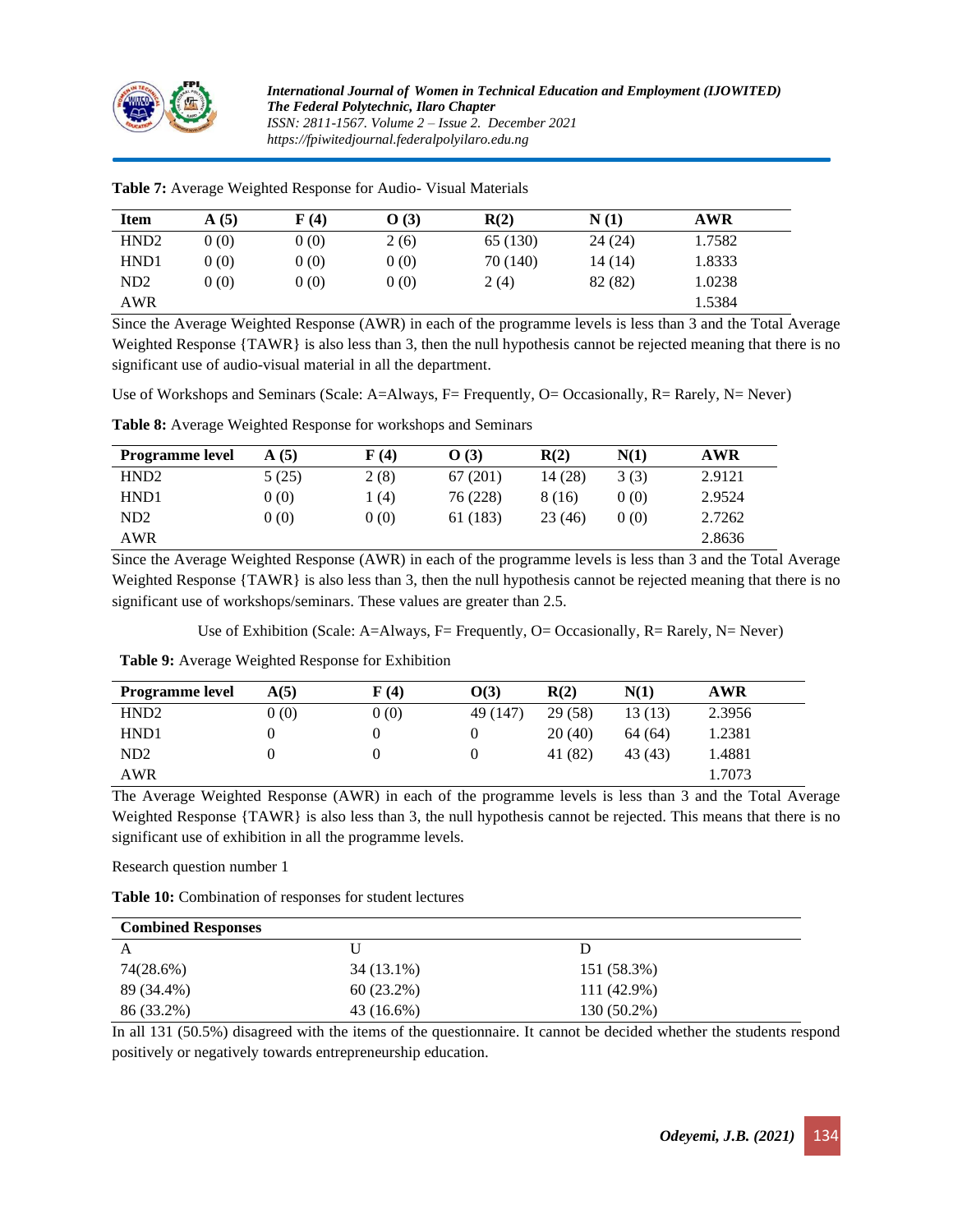**Table 7:** Average Weighted Response for Audio- Visual Materials

| Item | A (5) | F (4) | O (3) | R(2) | N (1) | AWR |
|---|---|---|---|---|---|---|
| HND2 | 0 (0) | 0 (0) | 2 (6) | 65 (130) | 24 (24) | 1.7582 |
| HND1 | 0 (0) | 0 (0) | 0 (0) | 70 (140) | 14 (14) | 1.8333 |
| ND2 | 0 (0) | 0 (0) | 0 (0) | 2 (4) | 82 (82) | 1.0238 |
| AWR | | | | | | 1.5384 |

Since the Average Weighted Response (AWR) in each of the programme levels is less than 3 and the Total Average Weighted Response {TAWR} is also less than 3, then the null hypothesis cannot be rejected meaning that there is no significant use of audio-visual material in all the department.

Use of Workshops and Seminars (Scale: A=Always, F= Frequently, O= Occasionally, R= Rarely, N= Never)

**Table 8:** Average Weighted Response for workshops and Seminars

| Programme level | A (5) | F (4) | O (3) | R(2) | N(1) | AWR |
|---|---|---|---|---|---|---|
| HND2 | 5 (25) | 2 (8) | 67 (201) | 14 (28) | 3 (3) | 2.9121 |
| HND1 | 0 (0) | 1 (4) | 76 (228) | 8 (16) | 0 (0) | 2.9524 |
| ND2 | 0 (0) | 0 (0) | 61 (183) | 23 (46) | 0 (0) | 2.7262 |
| AWR | | | | | | 2.8636 |

Since the Average Weighted Response (AWR) in each of the programme levels is less than 3 and the Total Average Weighted Response {TAWR} is also less than 3, then the null hypothesis cannot be rejected meaning that there is no significant use of workshops/seminars. These values are greater than 2.5.

Use of Exhibition (Scale: A=Always, F= Frequently, O= Occasionally, R= Rarely, N= Never)

**Table 9:** Average Weighted Response for Exhibition

| Programme level | A(5) | F (4) | O(3) | R(2) | N(1) | AWR |
|---|---|---|---|---|---|---|
| HND2 | 0 (0) | 0 (0) | 49 (147) | 29 (58) | 13 (13) | 2.3956 |
| HND1 | 0 | 0 | 0 | 20 (40) | 64 (64) | 1.2381 |
| ND2 | 0 | 0 | 0 | 41 (82) | 43 (43) | 1.4881 |
| AWR | | | | | | 1.7073 |

The Average Weighted Response (AWR) in each of the programme levels is less than 3 and the Total Average Weighted Response {TAWR} is also less than 3, the null hypothesis cannot be rejected. This means that there is no significant use of exhibition in all the programme levels.

Research question number 1

**Table 10:** Combination of responses for student lectures

| Combined Responses | | |
|---|---|---|
| A | U | D |
| 74(28.6%) | 34 (13.1%) | 151 (58.3%) |
| 89 (34.4%) | 60 (23.2%) | 111 (42.9%) |
| 86 (33.2%) | 43 (16.6%) | 130 (50.2%) |

In all 131 (50.5%) disagreed with the items of the questionnaire. It cannot be decided whether the students respond positively or negatively towards entrepreneurship education.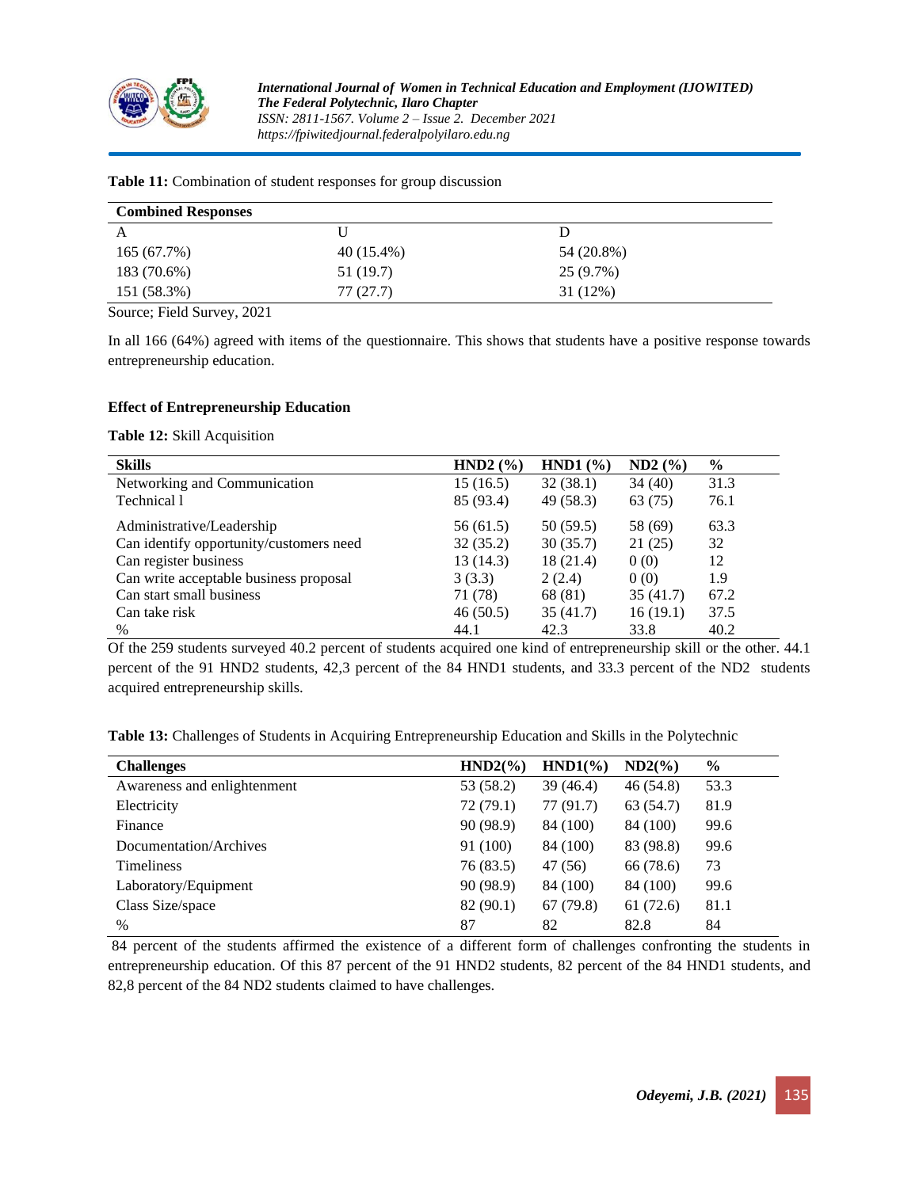**Table 11:** Combination of student responses for group discussion

| Combined Responses | | |
|---|---|---|
| A | U | D |
| 165 (67.7%) | 40 (15.4%) | 54 (20.8%) |
| 183 (70.6%) | 51 (19.7) | 25 (9.7%) |
| 151 (58.3%) | 77 (27.7) | 31 (12%) |

Source; Field Survey, 2021

In all 166 (64%) agreed with items of the questionnaire. This shows that students have a positive response towards entrepreneurship education.

**Effect of Entrepreneurship Education**

**Table 12:** Skill Acquisition

| Skills | HND2 (%) | HND1 (%) | ND2 (%) | % |
|---|---|---|---|---|
| Networking and Communication | 15 (16.5) | 32 (38.1) | 34 (40) | 31.3 |
| Technical l | 85 (93.4) | 49 (58.3) | 63 (75) | 76.1 |
| Administrative/Leadership | 56 (61.5) | 50 (59.5) | 58 (69) | 63.3 |
| Can identify opportunity/customers need | 32 (35.2) | 30 (35.7) | 21 (25) | 32 |
| Can register business | 13 (14.3) | 18 (21.4) | 0 (0) | 12 |
| Can write acceptable business proposal | 3 (3.3) | 2 (2.4) | 0 (0) | 1.9 |
| Can start small business | 71 (78) | 68 (81) | 35 (41.7) | 67.2 |
| Can take risk | 46 (50.5) | 35 (41.7) | 16 (19.1) | 37.5 |
| % | 44.1 | 42.3 | 33.8 | 40.2 |

Of the 259 students surveyed 40.2 percent of students acquired one kind of entrepreneurship skill or the other. 44.1 percent of the 91 HND2 students, 42,3 percent of the 84 HND1 students, and 33.3 percent of the ND2 students acquired entrepreneurship skills.

**Table 13:** Challenges of Students in Acquiring Entrepreneurship Education and Skills in the Polytechnic

| Challenges | HND2(%) | HND1(%) | ND2(%) | % |
|---|---|---|---|---|
| Awareness and enlightenment | 53 (58.2) | 39 (46.4) | 46 (54.8) | 53.3 |
| Electricity | 72 (79.1) | 77 (91.7) | 63 (54.7) | 81.9 |
| Finance | 90 (98.9) | 84 (100) | 84 (100) | 99.6 |
| Documentation/Archives | 91 (100) | 84 (100) | 83 (98.8) | 99.6 |
| Timeliness | 76 (83.5) | 47 (56) | 66 (78.6) | 73 |
| Laboratory/Equipment | 90 (98.9) | 84 (100) | 84 (100) | 99.6 |
| Class Size/space | 82 (90.1) | 67 (79.8) | 61 (72.6) | 81.1 |
| % | 87 | 82 | 82.8 | 84 |

84 percent of the students affirmed the existence of a different form of challenges confronting the students in entrepreneurship education. Of this 87 percent of the 91 HND2 students, 82 percent of the 84 HND1 students, and 82,8 percent of the 84 ND2 students claimed to have challenges.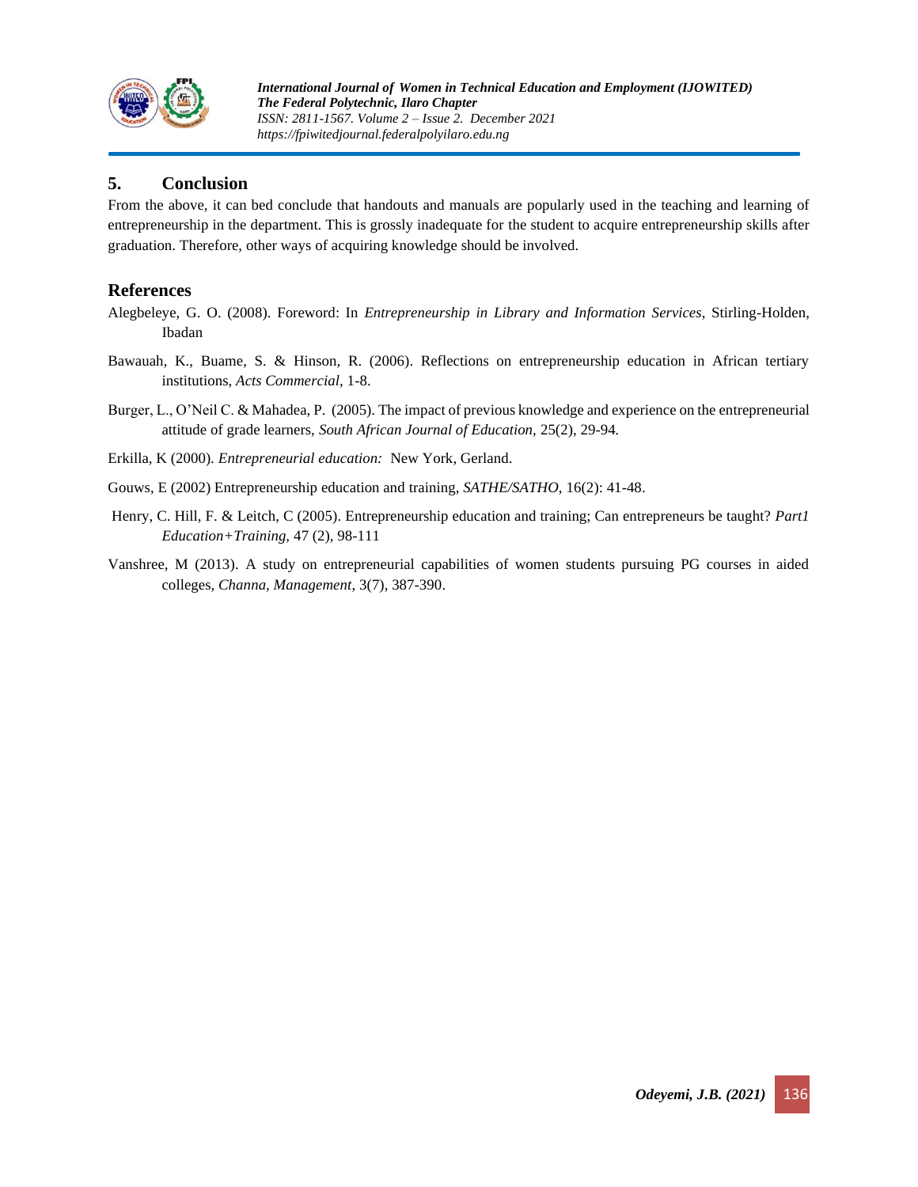## 5. Conclusion

From the above, it can bed conclude that handouts and manuals are popularly used in the teaching and learning of entrepreneurship in the department. This is grossly inadequate for the student to acquire entrepreneurship skills after graduation. Therefore, other ways of acquiring knowledge should be involved.

## References

Alegbeleye, G. O. (2008). Foreword: In *Entrepreneurship in Library and Information Services*, Stirling-Holden, Ibadan

Bawauah, K., Buame, S. & Hinson, R. (2006). Reflections on entrepreneurship education in African tertiary institutions, *Acts Commercial*, 1-8.

Burger, L., O'Neil C. & Mahadea, P. (2005). The impact of previous knowledge and experience on the entrepreneurial attitude of grade learners, *South African Journal of Education,* 25(2), 29-94.

Erkilla, K (2000). *Entrepreneurial education:* New York, Gerland.

Gouws, E (2002) Entrepreneurship education and training, *SATHE/SATHO*, 16(2): 41-48.

Henry, C. Hill, F. & Leitch, C (2005). Entrepreneurship education and training; Can entrepreneurs be taught? *Part1 Education+Training*, 47 (2), 98-111

Vanshree, M (2013). A study on entrepreneurial capabilities of women students pursuing PG courses in aided colleges, *Channa, Management*, 3(7), 387-390.